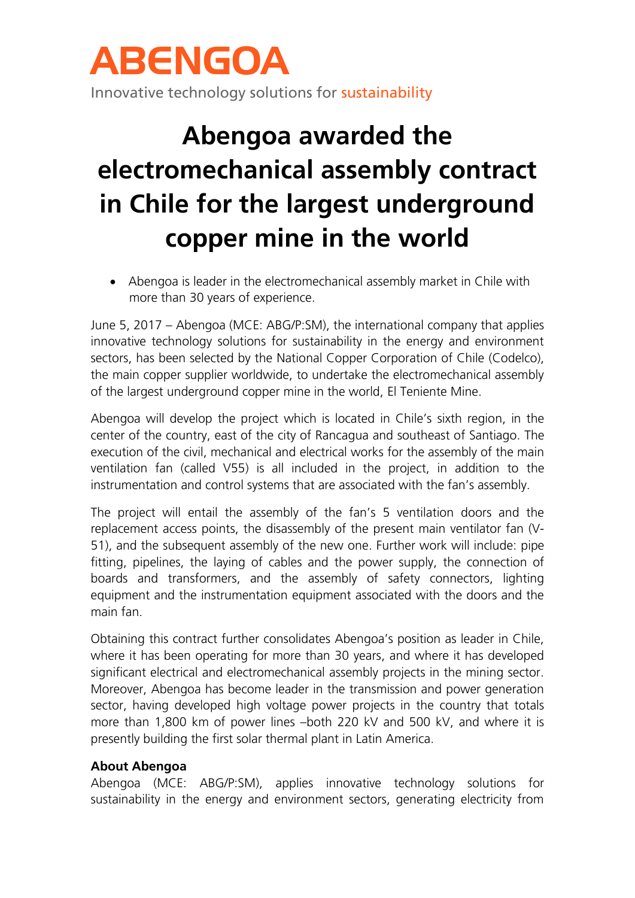ABENGOA

Innovative technology solutions for sustainability

# Abengoa awarded the electromechanical assembly contract in Chile for the largest underground copper mine in the world

- Abengoa is leader in the electromechanical assembly market in Chile with more than 30 years of experience.

June 5, 2017 – Abengoa (MCE: ABG/P:SM), the international company that applies innovative technology solutions for sustainability in the energy and environment sectors, has been selected by the National Copper Corporation of Chile (Codelco), the main copper supplier worldwide, to undertake the electromechanical assembly of the largest underground copper mine in the world, El Teniente Mine.

Abengoa will develop the project which is located in Chile's sixth region, in the center of the country, east of the city of Rancagua and southeast of Santiago. The execution of the civil, mechanical and electrical works for the assembly of the main ventilation fan (called V55) is all included in the project, in addition to the instrumentation and control systems that are associated with the fan's assembly.

The project will entail the assembly of the fan's 5 ventilation doors and the replacement access points, the disassembly of the present main ventilator fan (V-51), and the subsequent assembly of the new one. Further work will include: pipe fitting, pipelines, the laying of cables and the power supply, the connection of boards and transformers, and the assembly of safety connectors, lighting equipment and the instrumentation equipment associated with the doors and the main fan.

Obtaining this contract further consolidates Abengoa's position as leader in Chile, where it has been operating for more than 30 years, and where it has developed significant electrical and electromechanical assembly projects in the mining sector. Moreover, Abengoa has become leader in the transmission and power generation sector, having developed high voltage power projects in the country that totals more than 1,800 km of power lines –both 220 kV and 500 kV, and where it is presently building the first solar thermal plant in Latin America.

**About Abengoa**

Abengoa (MCE: ABG/P:SM), applies innovative technology solutions for sustainability in the energy and environment sectors, generating electricity from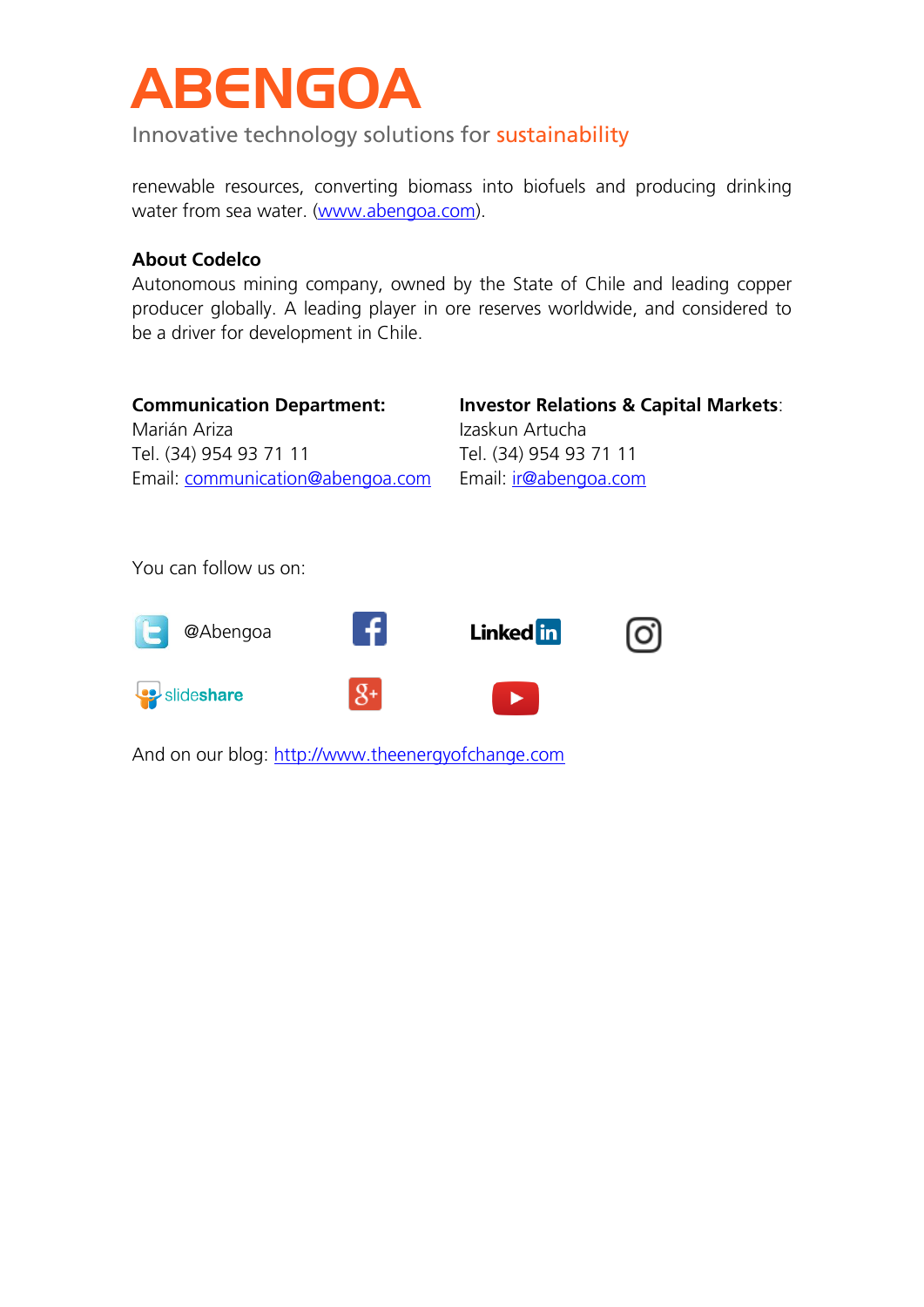renewable resources, converting biomass into biofuels and producing drinking water from sea water. (www.abengoa.com).

**About Codelco**

Autonomous mining company, owned by the State of Chile and leading copper producer globally. A leading player in ore reserves worldwide, and considered to be a driver for development in Chile.

**Communication Department:**
Marián Ariza
Tel. (34) 954 93 71 11
Email: communication@abengoa.com

**Investor Relations & Capital Markets**:
Izaskun Artucha
Tel. (34) 954 93 71 11
Email: ir@abengoa.com

You can follow us on:

@Abengoa

And on our blog: http://www.theenergyofchange.com